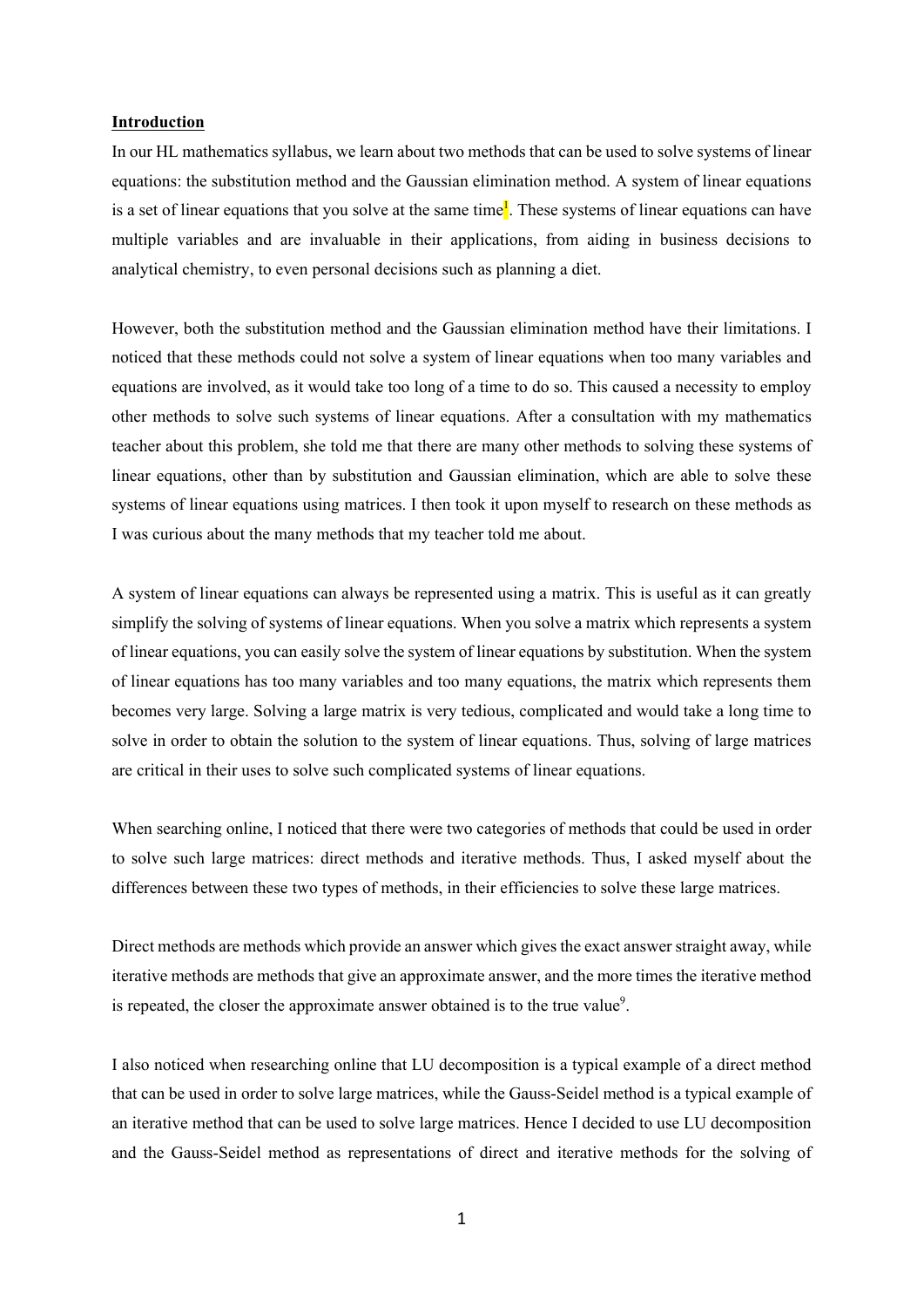**Introduction**

In our HL mathematics syllabus, we learn about two methods that can be used to solve systems of linear equations: the substitution method and the Gaussian elimination method. A system of linear equations is a set of linear equations that you solve at the same time[1]. These systems of linear equations can have multiple variables and are invaluable in their applications, from aiding in business decisions to analytical chemistry, to even personal decisions such as planning a diet.

However, both the substitution method and the Gaussian elimination method have their limitations. I noticed that these methods could not solve a system of linear equations when too many variables and equations are involved, as it would take too long of a time to do so. This caused a necessity to employ other methods to solve such systems of linear equations. After a consultation with my mathematics teacher about this problem, she told me that there are many other methods to solving these systems of linear equations, other than by substitution and Gaussian elimination, which are able to solve these systems of linear equations using matrices. I then took it upon myself to research on these methods as I was curious about the many methods that my teacher told me about.

A system of linear equations can always be represented using a matrix. This is useful as it can greatly simplify the solving of systems of linear equations. When you solve a matrix which represents a system of linear equations, you can easily solve the system of linear equations by substitution. When the system of linear equations has too many variables and too many equations, the matrix which represents them becomes very large. Solving a large matrix is very tedious, complicated and would take a long time to solve in order to obtain the solution to the system of linear equations. Thus, solving of large matrices are critical in their uses to solve such complicated systems of linear equations.

When searching online, I noticed that there were two categories of methods that could be used in order to solve such large matrices: direct methods and iterative methods. Thus, I asked myself about the differences between these two types of methods, in their efficiencies to solve these large matrices.

Direct methods are methods which provide an answer which gives the exact answer straight away, while iterative methods are methods that give an approximate answer, and the more times the iterative method is repeated, the closer the approximate answer obtained is to the true value[9].

I also noticed when researching online that LU decomposition is a typical example of a direct method that can be used in order to solve large matrices, while the Gauss-Seidel method is a typical example of an iterative method that can be used to solve large matrices. Hence I decided to use LU decomposition and the Gauss-Seidel method as representations of direct and iterative methods for the solving of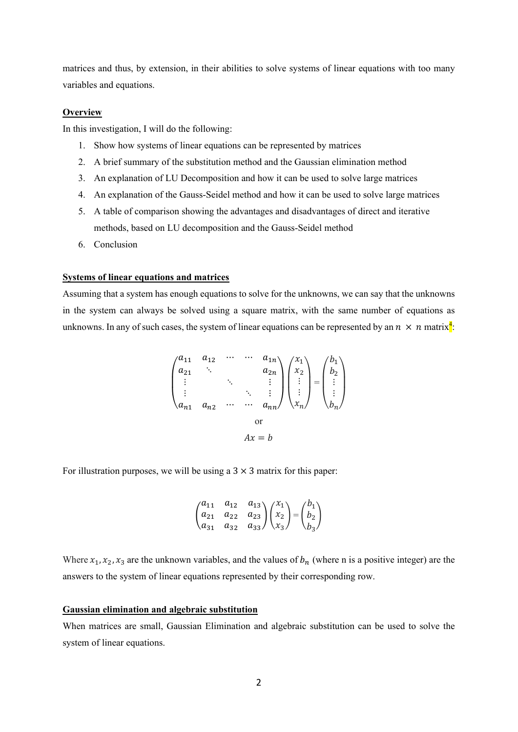matrices and thus, by extension, in their abilities to solve systems of linear equations with too many variables and equations.

**Overview**

In this investigation, I will do the following:

1. Show how systems of linear equations can be represented by matrices
2. A brief summary of the substitution method and the Gaussian elimination method
3. An explanation of LU Decomposition and how it can be used to solve large matrices
4. An explanation of the Gauss-Seidel method and how it can be used to solve large matrices
5. A table of comparison showing the advantages and disadvantages of direct and iterative methods, based on LU decomposition and the Gauss-Seidel method
6. Conclusion

**Systems of linear equations and matrices**

Assuming that a system has enough equations to solve for the unknowns, we can say that the unknowns in the system can always be solved using a square matrix, with the same number of equations as unknowns. In any of such cases, the system of linear equations can be represented by an $n \times n$ matrix[4]:

$$\begin{pmatrix} a_{11} & a_{12} & \cdots & \cdots & a_{1n} \\ a_{21} & \ddots & & & a_{2n} \\ \vdots & & \ddots & & \vdots \\ \vdots & & & \ddots & \vdots \\ a_{n1} & a_{n2} & \cdots & \cdots & a_{nn} \end{pmatrix} \begin{pmatrix} x_1 \\ x_2 \\ \vdots \\ \vdots \\ x_n \end{pmatrix} = \begin{pmatrix} b_1 \\ b_2 \\ \vdots \\ \vdots \\ b_n \end{pmatrix}$$

or

$$Ax = b$$

For illustration purposes, we will be using a $3 \times 3$ matrix for this paper:

$$\begin{pmatrix} a_{11} & a_{12} & a_{13} \\ a_{21} & a_{22} & a_{23} \\ a_{31} & a_{32} & a_{33} \end{pmatrix} \begin{pmatrix} x_1 \\ x_2 \\ x_3 \end{pmatrix} = \begin{pmatrix} b_1 \\ b_2 \\ b_3 \end{pmatrix}$$

Where $x_1, x_2, x_3$ are the unknown variables, and the values of $b_n$ (where n is a positive integer) are the answers to the system of linear equations represented by their corresponding row.

**Gaussian elimination and algebraic substitution**

When matrices are small, Gaussian Elimination and algebraic substitution can be used to solve the system of linear equations.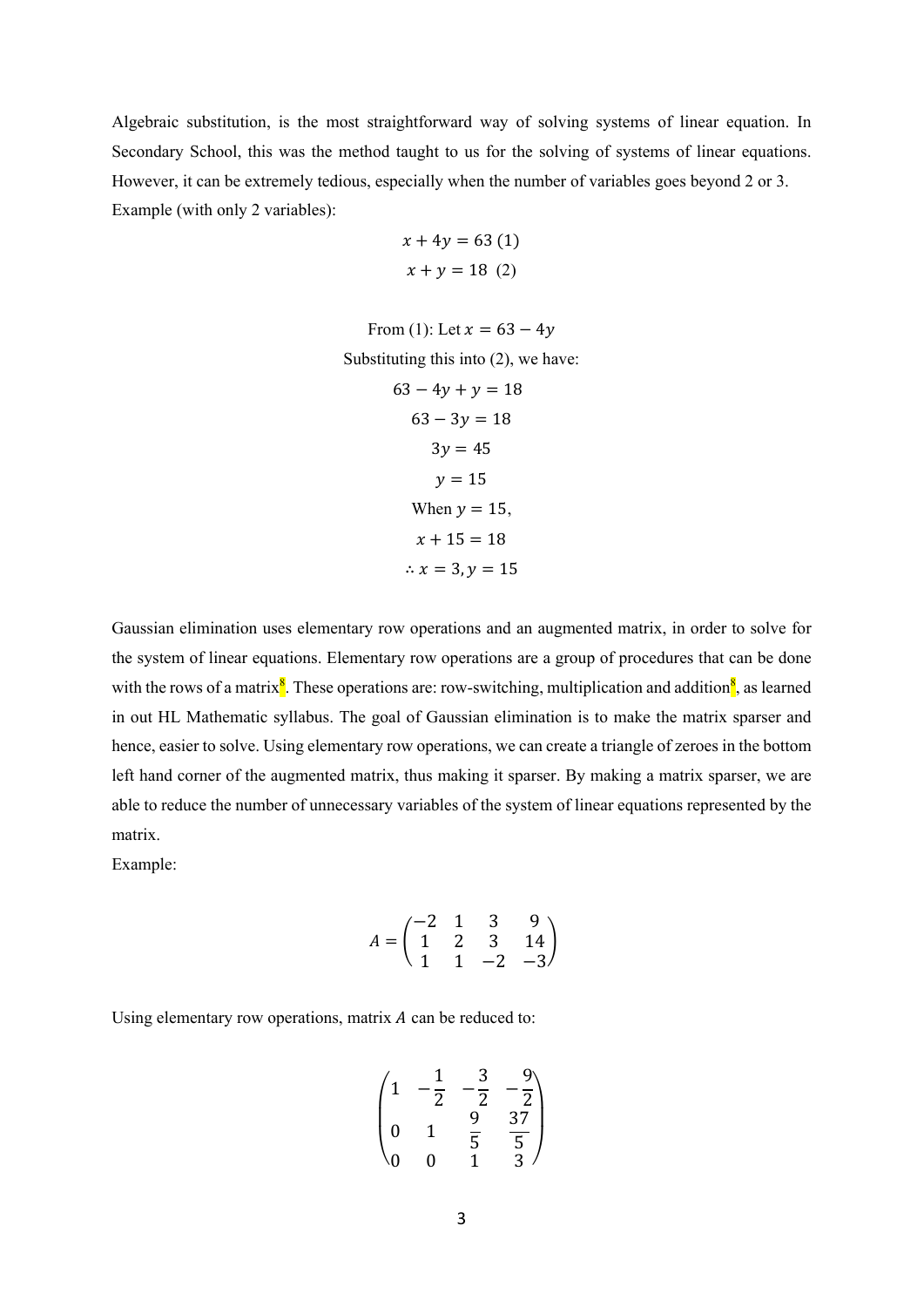Algebraic substitution, is the most straightforward way of solving systems of linear equation. In Secondary School, this was the method taught to us for the solving of systems of linear equations. However, it can be extremely tedious, especially when the number of variables goes beyond 2 or 3.

Example (with only 2 variables):

$$x + 4y = 63 \ (1)$$

$$x + y = 18 \ \ (2)$$

From (1): Let $x = 63 - 4y$

Substituting this into (2), we have:

$$63 - 4y + y = 18$$

$$63 - 3y = 18$$

$$3y = 45$$

$$y = 15$$

When $y = 15$,

$$x + 15 = 18$$

$$\therefore x = 3, y = 15$$

Gaussian elimination uses elementary row operations and an augmented matrix, in order to solve for the system of linear equations. Elementary row operations are a group of procedures that can be done with the rows of a matrix[8]. These operations are: row-switching, multiplication and addition[8], as learned in out HL Mathematic syllabus. The goal of Gaussian elimination is to make the matrix sparser and hence, easier to solve. Using elementary row operations, we can create a triangle of zeroes in the bottom left hand corner of the augmented matrix, thus making it sparser. By making a matrix sparser, we are able to reduce the number of unnecessary variables of the system of linear equations represented by the matrix.

Example:

$$A = \begin{pmatrix} -2 & 1 & 3 & 9 \\ 1 & 2 & 3 & 14 \\ 1 & 1 & -2 & -3 \end{pmatrix}$$

Using elementary row operations, matrix $A$ can be reduced to:

$$\begin{pmatrix} 1 & -\frac{1}{2} & -\frac{3}{2} & -\frac{9}{2} \\ 0 & 1 & \frac{9}{5} & \frac{37}{5} \\ 0 & 0 & 1 & 3 \end{pmatrix}$$